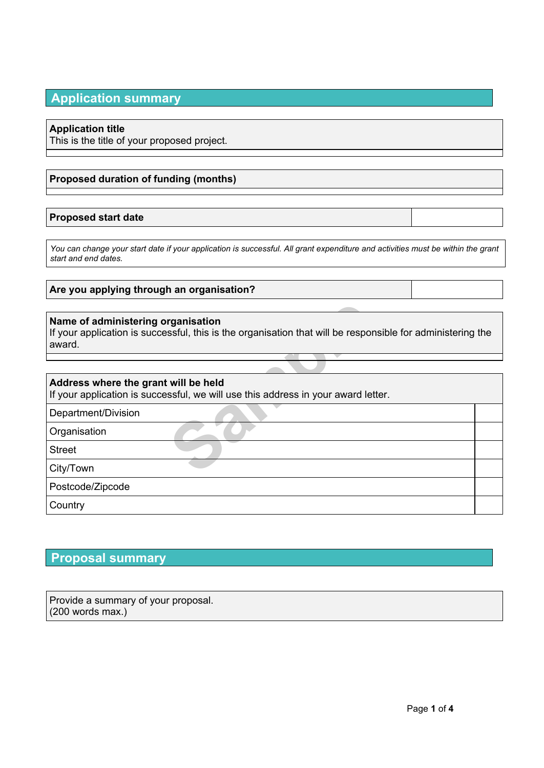## Application summary

**Application title**
This is the title of your proposed project.

**Proposed duration of funding (months)**

| **Proposed start date** | |
|---|---|

*You can change your start date if your application is successful. All grant expenditure and activities must be within the grant start and end dates.*

| **Are you applying through an organisation?** | |
|---|---|

**Name of administering organisation**
If your application is successful, this is the organisation that will be responsible for administering the award.

**Address where the grant will be held**
If your application is successful, we will use this address in your award letter.

| | |
|---|---|
| Department/Division | |
| Organisation | |
| Street | |
| City/Town | |
| Postcode/Zipcode | |
| Country | |

## Proposal summary

Provide a summary of your proposal.
(200 words max.)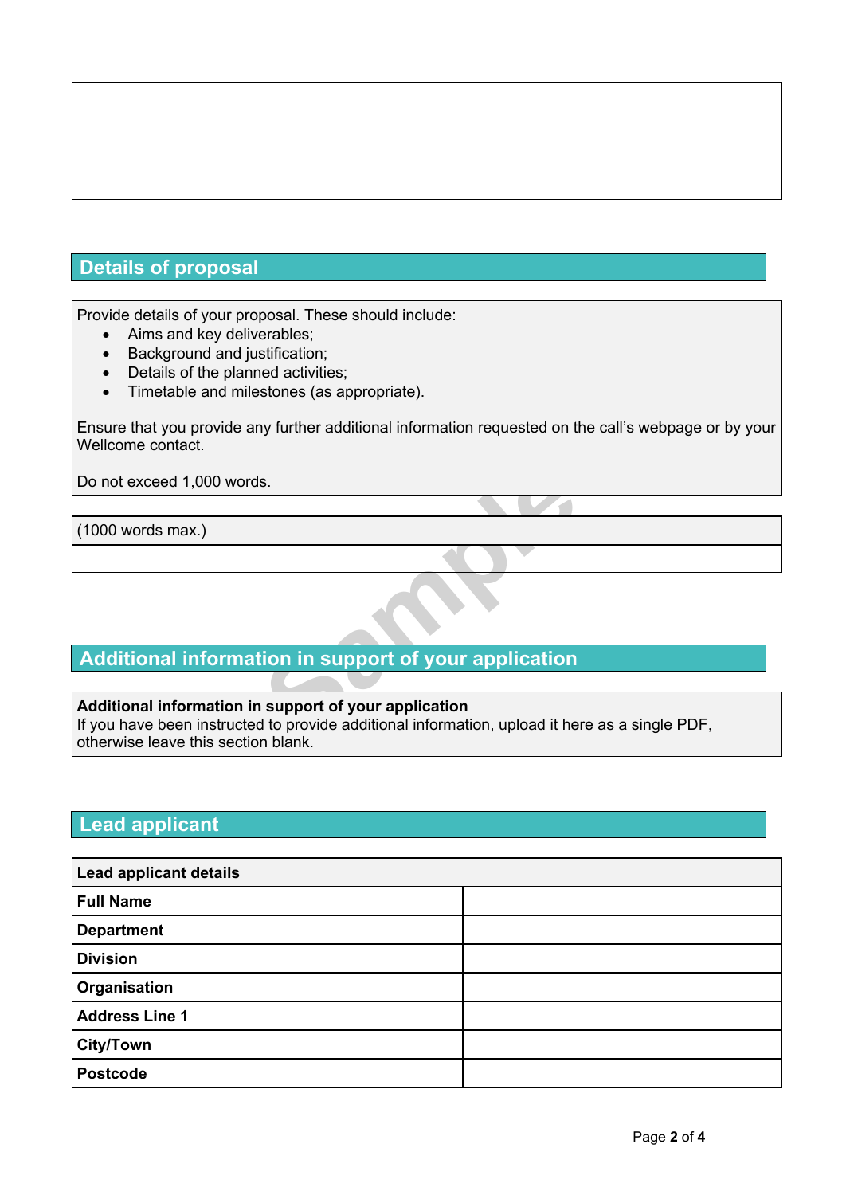## Details of proposal

Provide details of your proposal. These should include:

- Aims and key deliverables;
- Background and justification;
- Details of the planned activities;
- Timetable and milestones (as appropriate).

Ensure that you provide any further additional information requested on the call's webpage or by your Wellcome contact.

Do not exceed 1,000 words.

| (1000 words max.) |
| --- |
| |

## Additional information in support of your application

**Additional information in support of your application**
If you have been instructed to provide additional information, upload it here as a single PDF, otherwise leave this section blank.

## Lead applicant

| **Lead applicant details** | |
| --- | --- |
| **Full Name** | |
| **Department** | |
| **Division** | |
| **Organisation** | |
| **Address Line 1** | |
| **City/Town** | |
| **Postcode** | |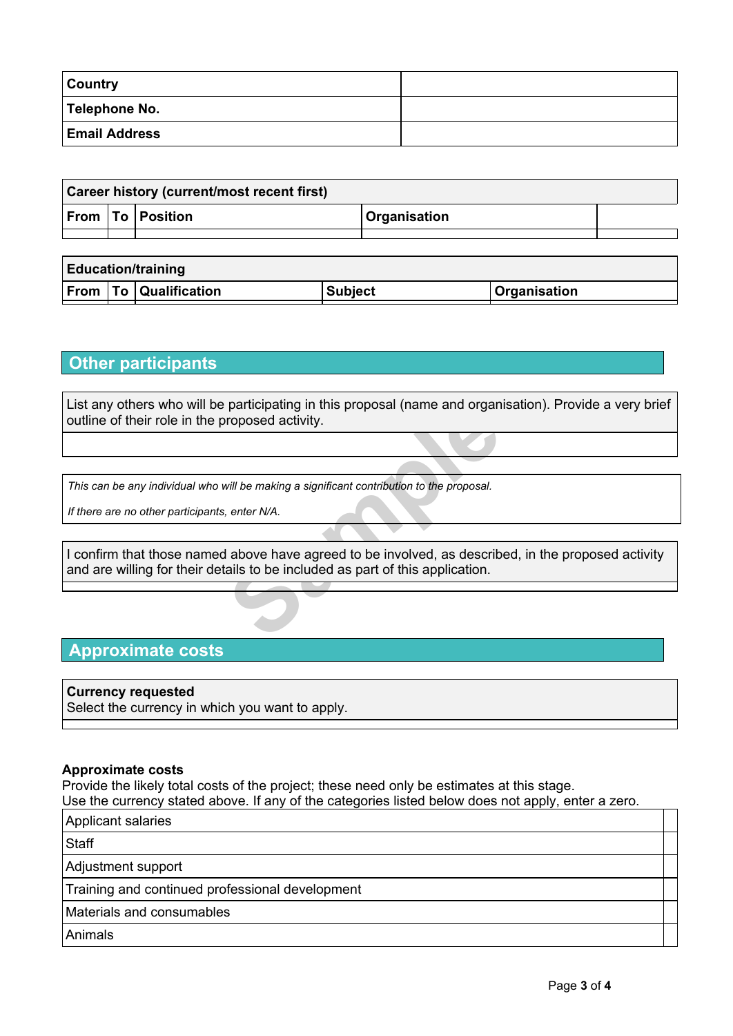| Country | |
|---|---|
| Telephone No. | |
| Email Address | |

| Career history (current/most recent first) | | | | |
|---|---|---|---|---|
| From | To | Position | Organisation | |
| | | | | |

| Education/training | | | | |
|---|---|---|---|---|
| From | To | Qualification | Subject | Organisation |

## Other participants

| List any others who will be participating in this proposal (name and organisation). Provide a very brief outline of their role in the proposed activity. |
|---|
| |

*This can be any individual who will be making a significant contribution to the proposal.*

*If there are no other participants, enter N/A.*

| I confirm that those named above have agreed to be involved, as described, in the proposed activity and are willing for their details to be included as part of this application. |
|---|
| |

## Approximate costs

| **Currency requested**<br>Select the currency in which you want to apply. |
|---|
| |

**Approximate costs**
Provide the likely total costs of the project; these need only be estimates at this stage.
Use the currency stated above. If any of the categories listed below does not apply, enter a zero.

| Category | |
|---|---|
| Applicant salaries | |
| Staff | |
| Adjustment support | |
| Training and continued professional development | |
| Materials and consumables | |
| Animals | |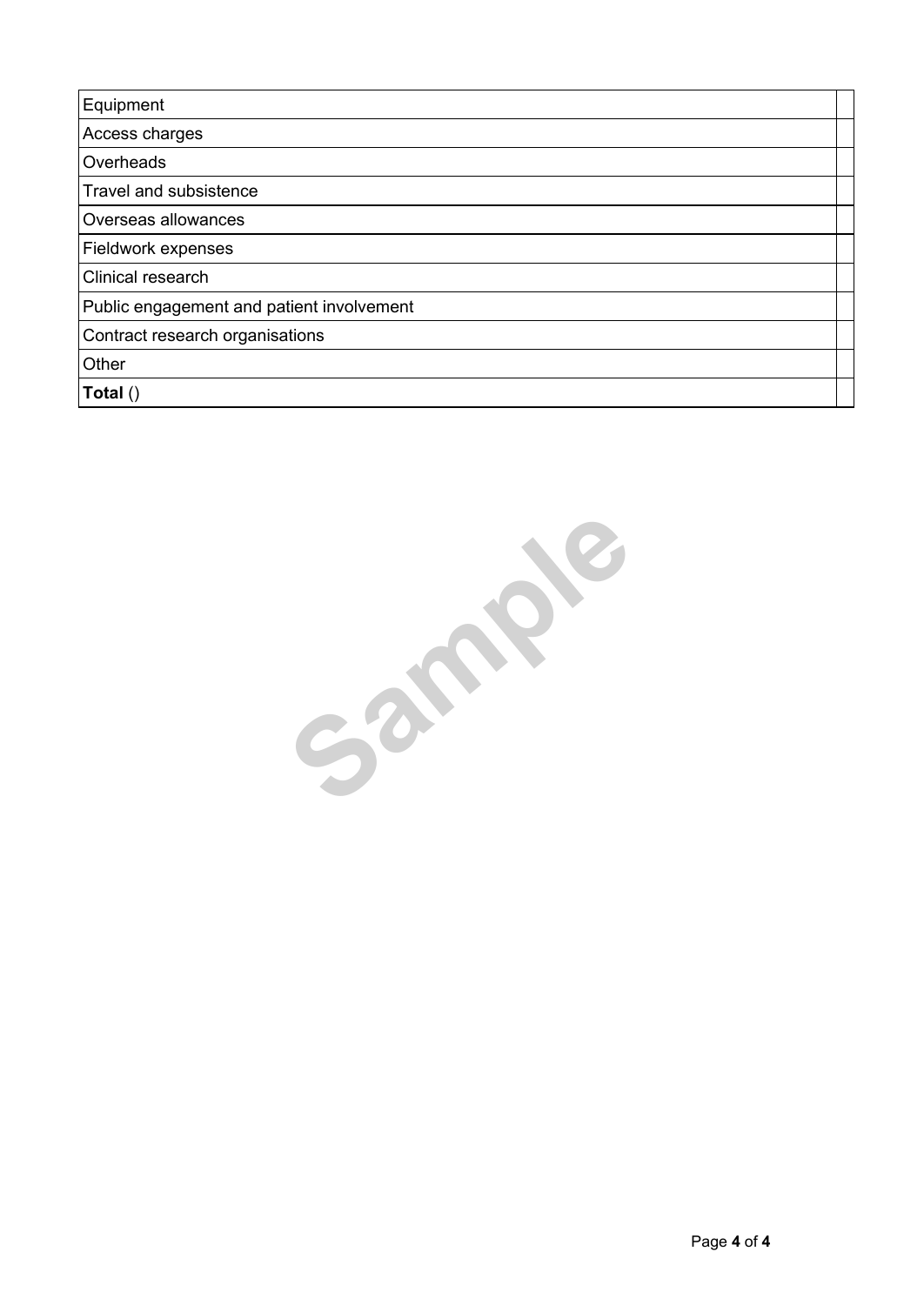| | |
|---|---|
| Equipment | |
| Access charges | |
| Overheads | |
| Travel and subsistence | |
| Overseas allowances | |
| Fieldwork expenses | |
| Clinical research | |
| Public engagement and patient involvement | |
| Contract research organisations | |
| Other | |
| **Total** () | |

Sample